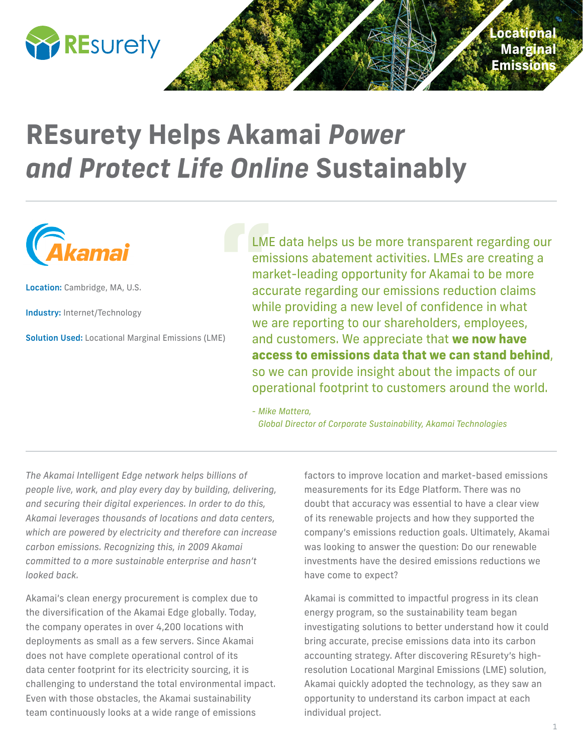Locational Marginal Emissions

# REsurety Helps Akamai *Power and Protect Life Online* Sustainably

**Location:** Cambridge, MA, U.S.

**Industry:** Internet/Technology

**Solution Used:** Locational Marginal Emissions (LME)

> LME data helps us be more transparent regarding our emissions abatement activities. LMEs are creating a market-leading opportunity for Akamai to be more accurate regarding our emissions reduction claims while providing a new level of confidence in what we are reporting to our shareholders, employees, and customers. We appreciate that **we now have access to emissions data that we can stand behind**, so we can provide insight about the impacts of our operational footprint to customers around the world.
>
> *- Mike Mattera,*
> *Global Director of Corporate Sustainability, Akamai Technologies*

*The Akamai Intelligent Edge network helps billions of people live, work, and play every day by building, delivering, and securing their digital experiences. In order to do this, Akamai leverages thousands of locations and data centers, which are powered by electricity and therefore can increase carbon emissions. Recognizing this, in 2009 Akamai committed to a more sustainable enterprise and hasn't looked back.*

Akamai's clean energy procurement is complex due to the diversification of the Akamai Edge globally. Today, the company operates in over 4,200 locations with deployments as small as a few servers. Since Akamai does not have complete operational control of its data center footprint for its electricity sourcing, it is challenging to understand the total environmental impact. Even with those obstacles, the Akamai sustainability team continuously looks at a wide range of emissions factors to improve location and market-based emissions measurements for its Edge Platform. There was no doubt that accuracy was essential to have a clear view of its renewable projects and how they supported the company's emissions reduction goals. Ultimately, Akamai was looking to answer the question: Do our renewable investments have the desired emissions reductions we have come to expect?

Akamai is committed to impactful progress in its clean energy program, so the sustainability team began investigating solutions to better understand how it could bring accurate, precise emissions data into its carbon accounting strategy. After discovering REsurety's high-resolution Locational Marginal Emissions (LME) solution, Akamai quickly adopted the technology, as they saw an opportunity to understand its carbon impact at each individual project.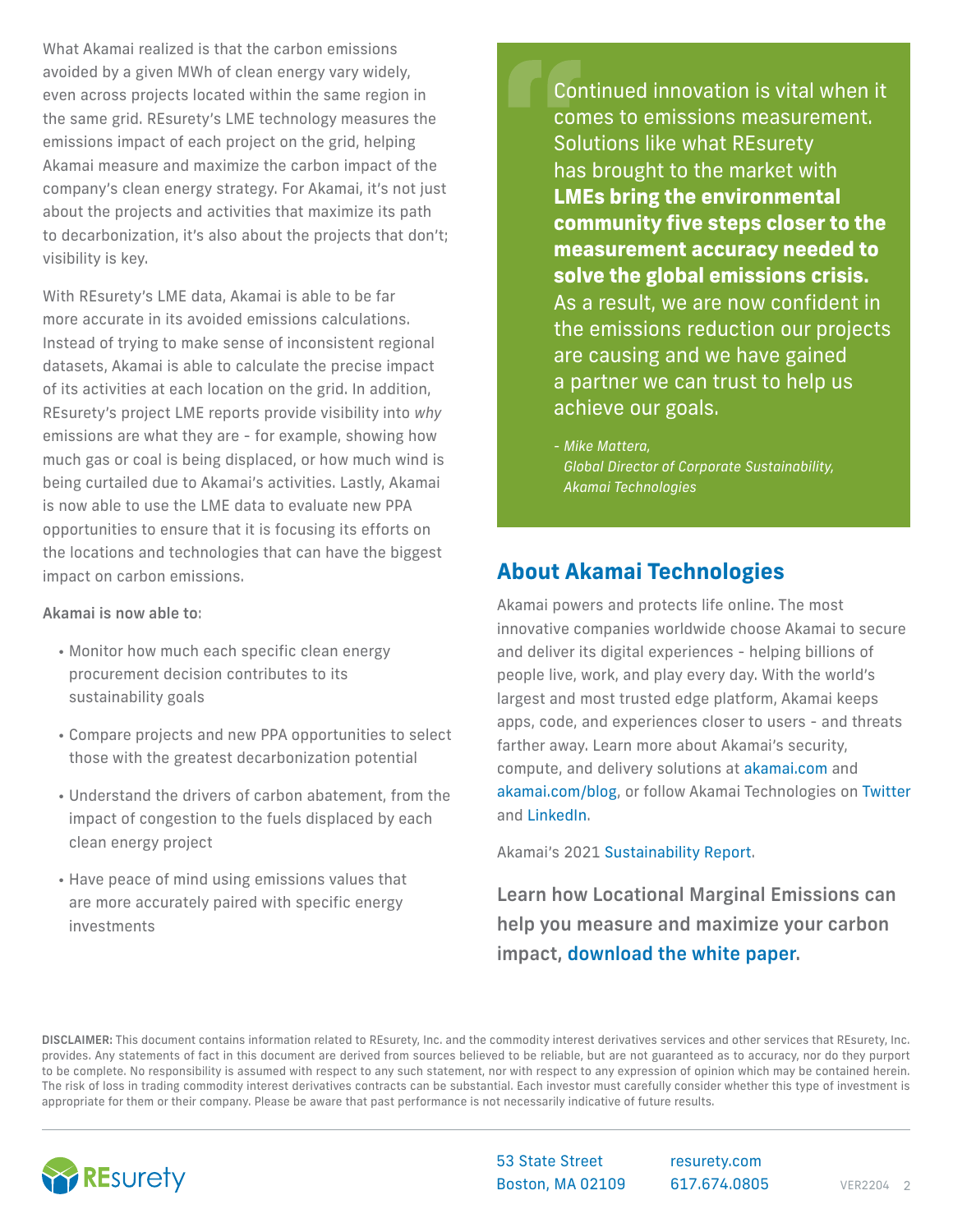What Akamai realized is that the carbon emissions avoided by a given MWh of clean energy vary widely, even across projects located within the same region in the same grid. REsurety's LME technology measures the emissions impact of each project on the grid, helping Akamai measure and maximize the carbon impact of the company's clean energy strategy. For Akamai, it's not just about the projects and activities that maximize its path to decarbonization, it's also about the projects that don't; visibility is key.

With REsurety's LME data, Akamai is able to be far more accurate in its avoided emissions calculations. Instead of trying to make sense of inconsistent regional datasets, Akamai is able to calculate the precise impact of its activities at each location on the grid. In addition, REsurety's project LME reports provide visibility into *why* emissions are what they are - for example, showing how much gas or coal is being displaced, or how much wind is being curtailed due to Akamai's activities. Lastly, Akamai is now able to use the LME data to evaluate new PPA opportunities to ensure that it is focusing its efforts on the locations and technologies that can have the biggest impact on carbon emissions.

**Akamai is now able to:**

- Monitor how much each specific clean energy procurement decision contributes to its sustainability goals
- Compare projects and new PPA opportunities to select those with the greatest decarbonization potential
- Understand the drivers of carbon abatement, from the impact of congestion to the fuels displaced by each clean energy project
- Have peace of mind using emissions values that are more accurately paired with specific energy investments

> Continued innovation is vital when it comes to emissions measurement. Solutions like what REsurety has brought to the market with **LMEs bring the environmental community five steps closer to the measurement accuracy needed to solve the global emissions crisis.** As a result, we are now confident in the emissions reduction our projects are causing and we have gained a partner we can trust to help us achieve our goals.
>
> *- Mike Mattera,*
> *Global Director of Corporate Sustainability,*
> *Akamai Technologies*

## About Akamai Technologies

Akamai powers and protects life online. The most innovative companies worldwide choose Akamai to secure and deliver its digital experiences - helping billions of people live, work, and play every day. With the world's largest and most trusted edge platform, Akamai keeps apps, code, and experiences closer to users - and threats farther away. Learn more about Akamai's security, compute, and delivery solutions at akamai.com and akamai.com/blog, or follow Akamai Technologies on Twitter and LinkedIn.

Akamai's 2021 Sustainability Report.

**Learn how Locational Marginal Emissions can help you measure and maximize your carbon impact, download the white paper.**

**DISCLAIMER:** This document contains information related to REsurety, Inc. and the commodity interest derivatives services and other services that REsurety, Inc. provides. Any statements of fact in this document are derived from sources believed to be reliable, but are not guaranteed as to accuracy, nor do they purport to be complete. No responsibility is assumed with respect to any such statement, nor with respect to any expression of opinion which may be contained herein. The risk of loss in trading commodity interest derivatives contracts can be substantial. Each investor must carefully consider whether this type of investment is appropriate for them or their company. Please be aware that past performance is not necessarily indicative of future results.

REsurety

53 State Street
Boston, MA 02109

resurety.com
617.674.0805

VER2204